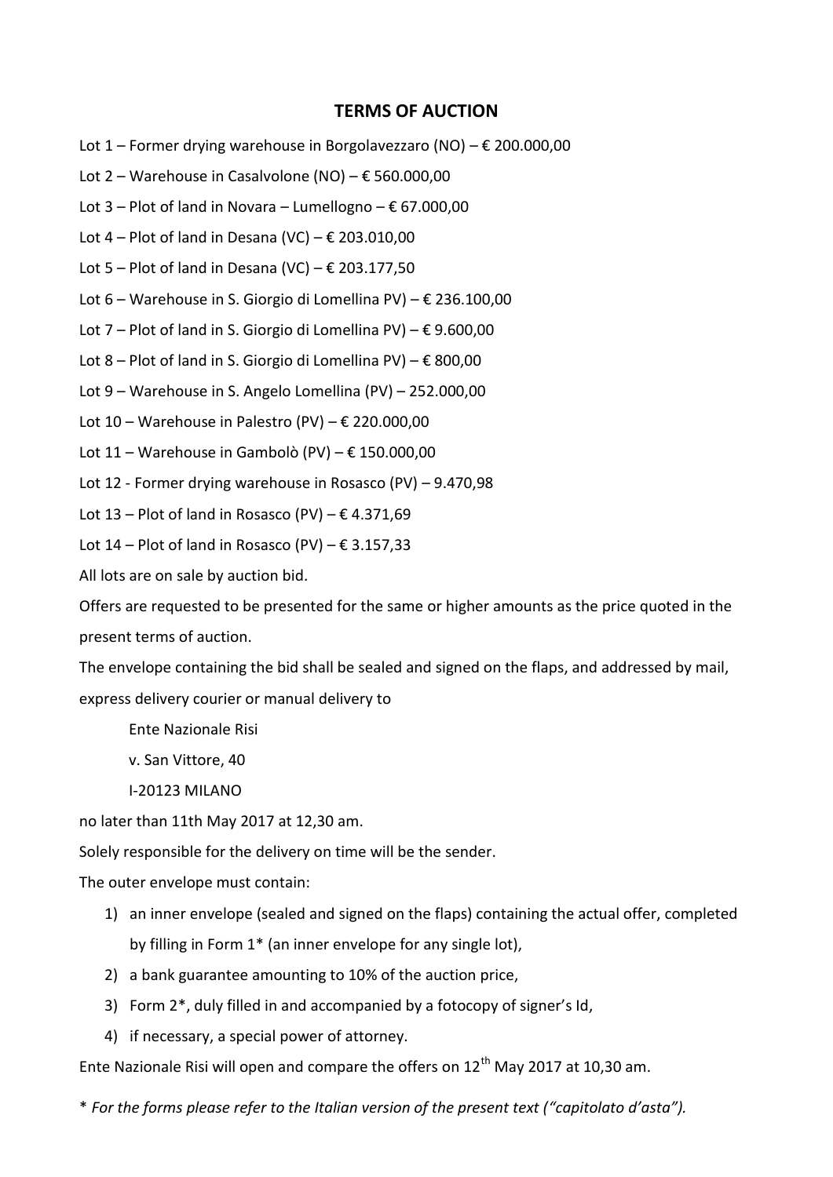## TERMS OF AUCTION

Lot 1 – Former drying warehouse in Borgolavezzaro (NO) – € 200.000,00

Lot 2 – Warehouse in Casalvolone (NO) – € 560.000,00

Lot 3 – Plot of land in Novara – Lumellogno – € 67.000,00

Lot 4 – Plot of land in Desana (VC) – € 203.010,00

Lot 5 – Plot of land in Desana (VC) – € 203.177,50

Lot 6 – Warehouse in S. Giorgio di Lomellina PV) – € 236.100,00

Lot 7 – Plot of land in S. Giorgio di Lomellina PV) – € 9.600,00

Lot 8 – Plot of land in S. Giorgio di Lomellina PV) – € 800,00

Lot 9 – Warehouse in S. Angelo Lomellina (PV) – 252.000,00

Lot 10 – Warehouse in Palestro (PV) – € 220.000,00

Lot 11 – Warehouse in Gambolò (PV) – € 150.000,00

Lot 12 - Former drying warehouse in Rosasco (PV) – 9.470,98

Lot 13 – Plot of land in Rosasco (PV) – € 4.371,69

Lot 14 – Plot of land in Rosasco (PV) – € 3.157,33

All lots are on sale by auction bid.

Offers are requested to be presented for the same or higher amounts as the price quoted in the present terms of auction.

The envelope containing the bid shall be sealed and signed on the flaps, and addressed by mail, express delivery courier or manual delivery to

> Ente Nazionale Risi
>
> v. San Vittore, 40
>
> I-20123 MILANO

no later than 11th May 2017 at 12,30 am.

Solely responsible for the delivery on time will be the sender.

The outer envelope must contain:

1) an inner envelope (sealed and signed on the flaps) containing the actual offer, completed by filling in Form 1* (an inner envelope for any single lot),
2) a bank guarantee amounting to 10% of the auction price,
3) Form 2*, duly filled in and accompanied by a fotocopy of signer's Id,
4) if necessary, a special power of attorney.

Ente Nazionale Risi will open and compare the offers on 12th May 2017 at 10,30 am.

\* *For the forms please refer to the Italian version of the present text ("capitolato d'asta").*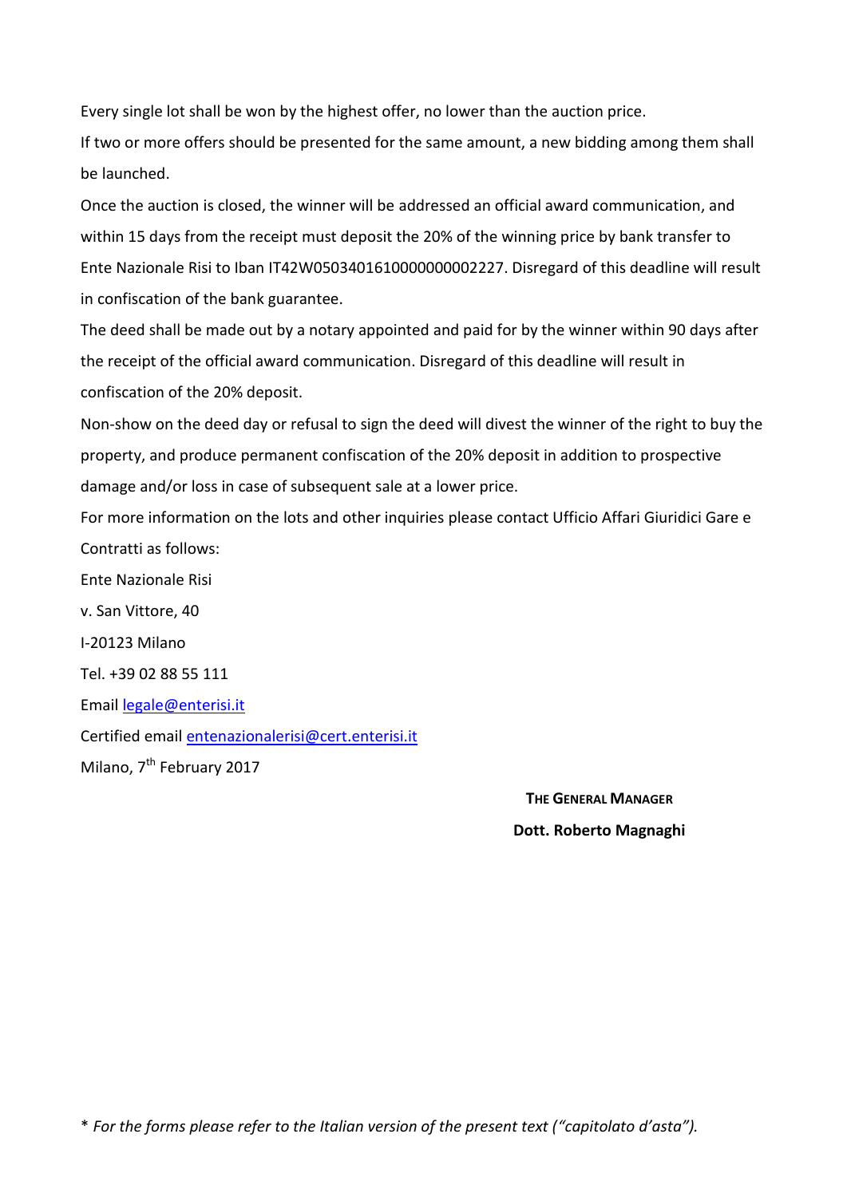Every single lot shall be won by the highest offer, no lower than the auction price.

If two or more offers should be presented for the same amount, a new bidding among them shall be launched.

Once the auction is closed, the winner will be addressed an official award communication, and within 15 days from the receipt must deposit the 20% of the winning price by bank transfer to Ente Nazionale Risi to Iban IT42W0503401610000000002227. Disregard of this deadline will result in confiscation of the bank guarantee.

The deed shall be made out by a notary appointed and paid for by the winner within 90 days after the receipt of the official award communication. Disregard of this deadline will result in confiscation of the 20% deposit.

Non-show on the deed day or refusal to sign the deed will divest the winner of the right to buy the property, and produce permanent confiscation of the 20% deposit in addition to prospective damage and/or loss in case of subsequent sale at a lower price.

For more information on the lots and other inquiries please contact Ufficio Affari Giuridici Gare e Contratti as follows:

Ente Nazionale Risi

v. San Vittore, 40

I-20123 Milano

Tel. +39 02 88 55 111

Email legale@enterisi.it

Certified email entenazionalerisi@cert.enterisi.it

Milano, 7th February 2017

**THE GENERAL MANAGER**

**Dott. Roberto Magnaghi**

* *For the forms please refer to the Italian version of the present text ("capitolato d'asta").*